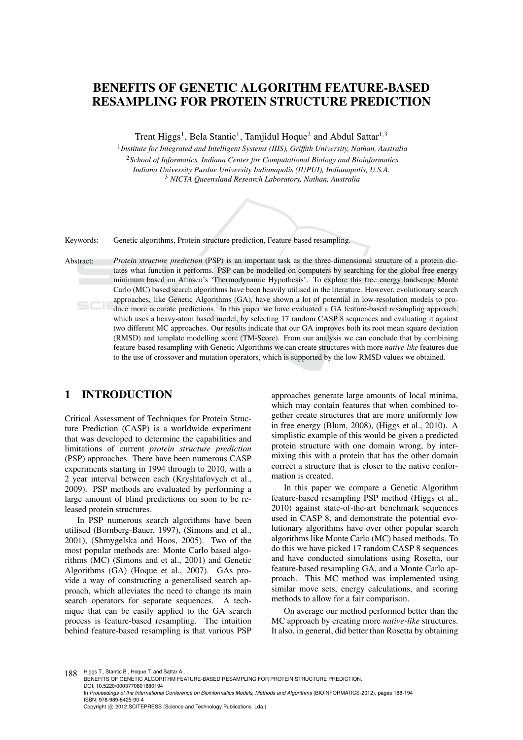# BENEFITS OF GENETIC ALGORITHM FEATURE-BASED RESAMPLING FOR PROTEIN STRUCTURE PREDICTION

Trent Higgs[1], Bela Stantic[1], Tamjidul Hoque[2] and Abdul Sattar[1,3]

[1]*Institute for Integrated and Intelligent Systems (IIIS), Griffith University, Nathan, Australia*

[2]*School of Informatics, Indiana Center for Computational Biology and Bioinformatics Indiana University Purdue University Indianapolis (IUPUI), Indianapolis, U.S.A.*

[3] *NICTA Queensland Research Laboratory, Nathan, Australia*

Keywords: Genetic algorithms, Protein structure prediction, Feature-based resampling.

Abstract: *Protein structure prediction* (PSP) is an important task as the three-dimensional structure of a protein dictates what function it performs. PSP can be modelled on computers by searching for the global free energy minimum based on Afinsen's 'Thermodynamic Hypothesis'. To explore this free energy landscape Monte Carlo (MC) based search algorithms have been heavily utilised in the literature. However, evolutionary search approaches, like Genetic Algorithms (GA), have shown a lot of potential in low-resolution models to produce more accurate predictions. In this paper we have evaluated a GA feature-based resampling approach, which uses a heavy-atom based model, by selecting 17 random CASP 8 sequences and evaluating it against two different MC approaches. Our results indicate that our GA improves both its root mean square deviation (RMSD) and template modelling score (TM-Score). From our analysis we can conclude that by combining feature-based resampling with Genetic Algorithms we can create structures with more *native-like* features due to the use of crossover and mutation operators, which is supported by the low RMSD values we obtained.

## 1 INTRODUCTION

Critical Assessment of Techniques for Protein Structure Prediction (CASP) is a worldwide experiment that was developed to determine the capabilities and limitations of current *protein structure prediction* (PSP) approaches. There have been numerous CASP experiments starting in 1994 through to 2010, with a 2 year interval between each (Kryshtafovych et al., 2009). PSP methods are evaluated by performing a large amount of blind predictions on soon to be released protein structures.

In PSP numerous search algorithms have been utilised (Bornberg-Bauer, 1997), (Simons and et al., 2001), (Shmygelska and Hoos, 2005). Two of the most popular methods are: Monte Carlo based algorithms (MC) (Simons and et al., 2001) and Genetic Algorithms (GA) (Hoque et al., 2007). GAs provide a way of constructing a generalised search approach, which alleviates the need to change its main search operators for separate sequences. A technique that can be easily applied to the GA search process is feature-based resampling. The intuition behind feature-based resampling is that various PSP approaches generate large amounts of local minima, which may contain features that when combined together create structures that are more uniformly low in free energy (Blum, 2008), (Higgs et al., 2010). A simplistic example of this would be given a predicted protein structure with one domain wrong, by intermixing this with a protein that has the other domain correct a structure that is closer to the native conformation is created.

In this paper we compare a Genetic Algorithm feature-based resampling PSP method (Higgs et al., 2010) against state-of-the-art benchmark sequences used in CASP 8, and demonstrate the potential evolutionary algorithms have over other popular search algorithms like Monte Carlo (MC) based methods. To do this we have picked 17 random CASP 8 sequences and have conducted simulations using Rosetta, our feature-based resampling GA, and a Monte Carlo approach. This MC method was implemented using similar move sets, energy calculations, and scoring methods to allow for a fair comparison.

On average our method performed better than the MC approach by creating more *native-like* structures. It also, in general, did better than Rosetta by obtaining

Higgs T., Stantic B., Hoque T. and Sattar A..
BENEFITS OF GENETIC ALGORITHM FEATURE-BASED RESAMPLING FOR PROTEIN STRUCTURE PREDICTION.
DOI: 10.5220/0003770801880194
In *Proceedings of the International Conference on Bioinformatics Models, Methods and Algorithms* (BIOINFORMATICS-2012), pages 188-194
ISBN: 978-989-8425-90-4
Copyright © 2012 SCITEPRESS (Science and Technology Publications, Lda.)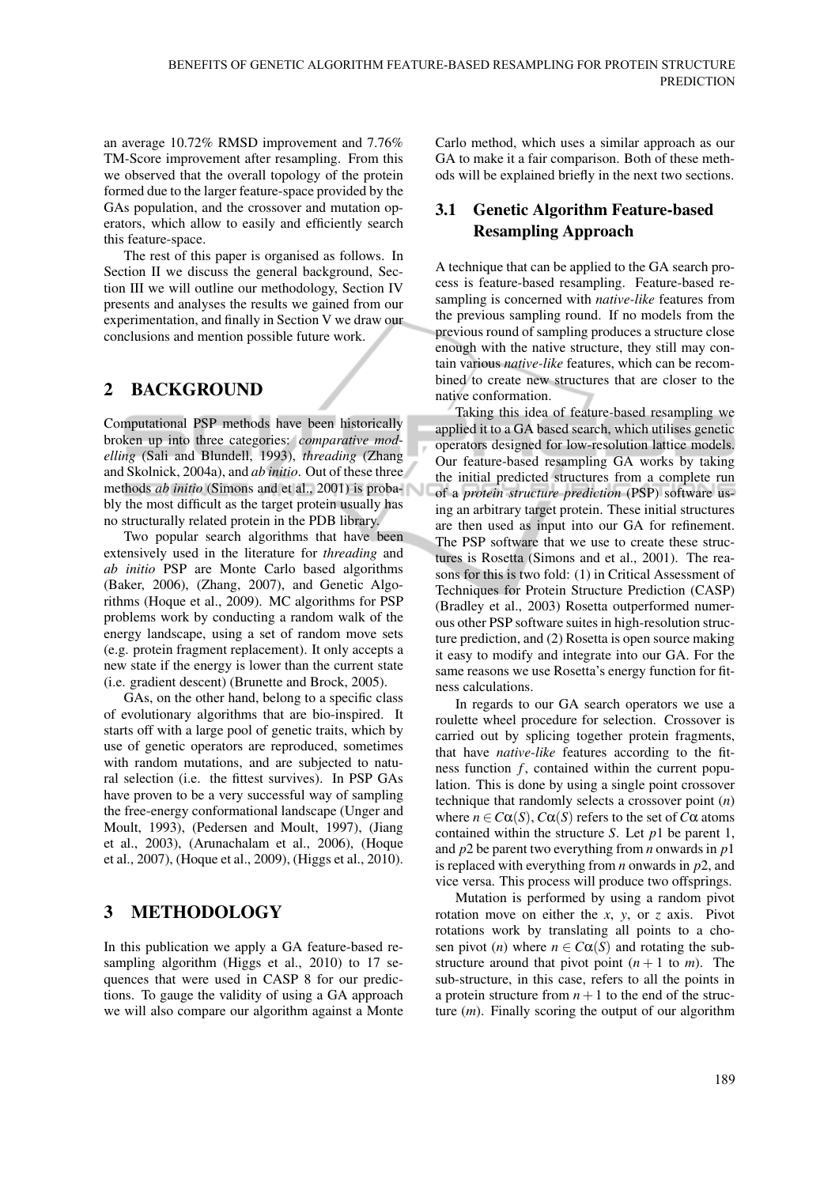an average 10.72% RMSD improvement and 7.76% TM-Score improvement after resampling. From this we observed that the overall topology of the protein formed due to the larger feature-space provided by the GAs population, and the crossover and mutation operators, which allow to easily and efficiently search this feature-space.

The rest of this paper is organised as follows. In Section II we discuss the general background, Section III we will outline our methodology, Section IV presents and analyses the results we gained from our experimentation, and finally in Section V we draw our conclusions and mention possible future work.

## 2 BACKGROUND

Computational PSP methods have been historically broken up into three categories: *comparative modelling* (Sali and Blundell, 1993), *threading* (Zhang and Skolnick, 2004a), and *ab initio*. Out of these three methods *ab initio* (Simons and et al., 2001) is probably the most difficult as the target protein usually has no structurally related protein in the PDB library.

Two popular search algorithms that have been extensively used in the literature for *threading* and *ab initio* PSP are Monte Carlo based algorithms (Baker, 2006), (Zhang, 2007), and Genetic Algorithms (Hoque et al., 2009). MC algorithms for PSP problems work by conducting a random walk of the energy landscape, using a set of random move sets (e.g. protein fragment replacement). It only accepts a new state if the energy is lower than the current state (i.e. gradient descent) (Brunette and Brock, 2005).

GAs, on the other hand, belong to a specific class of evolutionary algorithms that are bio-inspired. It starts off with a large pool of genetic traits, which by use of genetic operators are reproduced, sometimes with random mutations, and are subjected to natural selection (i.e. the fittest survives). In PSP GAs have proven to be a very successful way of sampling the free-energy conformational landscape (Unger and Moult, 1993), (Pedersen and Moult, 1997), (Jiang et al., 2003), (Arunachalam et al., 2006), (Hoque et al., 2007), (Hoque et al., 2009), (Higgs et al., 2010).

## 3 METHODOLOGY

In this publication we apply a GA feature-based resampling algorithm (Higgs et al., 2010) to 17 sequences that were used in CASP 8 for our predictions. To gauge the validity of using a GA approach we will also compare our algorithm against a Monte Carlo method, which uses a similar approach as our GA to make it a fair comparison. Both of these methods will be explained briefly in the next two sections.

### 3.1 Genetic Algorithm Feature-based Resampling Approach

A technique that can be applied to the GA search process is feature-based resampling. Feature-based resampling is concerned with *native-like* features from the previous sampling round. If no models from the previous round of sampling produces a structure close enough with the native structure, they still may contain various *native-like* features, which can be recombined to create new structures that are closer to the native conformation.

Taking this idea of feature-based resampling we applied it to a GA based search, which utilises genetic operators designed for low-resolution lattice models. Our feature-based resampling GA works by taking the initial predicted structures from a complete run of a *protein structure prediction* (PSP) software using an arbitrary target protein. These initial structures are then used as input into our GA for refinement. The PSP software that we use to create these structures is Rosetta (Simons and et al., 2001). The reasons for this is two fold: (1) in Critical Assessment of Techniques for Protein Structure Prediction (CASP) (Bradley et al., 2003) Rosetta outperformed numerous other PSP software suites in high-resolution structure prediction, and (2) Rosetta is open source making it easy to modify and integrate into our GA. For the same reasons we use Rosetta's energy function for fitness calculations.

In regards to our GA search operators we use a roulette wheel procedure for selection. Crossover is carried out by splicing together protein fragments, that have *native-like* features according to the fitness function $f$, contained within the current population. This is done by using a single point crossover technique that randomly selects a crossover point $(n)$ where $n \in C\alpha(S)$, $C\alpha(S)$ refers to the set of $C\alpha$ atoms contained within the structure $S$. Let $p1$ be parent 1, and $p2$ be parent two everything from $n$ onwards in $p1$ is replaced with everything from $n$ onwards in $p2$, and vice versa. This process will produce two offsprings.

Mutation is performed by using a random pivot rotation move on either the $x$, $y$, or $z$ axis. Pivot rotations work by translating all points to a chosen pivot $(n)$ where $n \in C\alpha(S)$ and rotating the substructure around that pivot point ($n+1$ to $m$). The sub-structure, in this case, refers to all the points in a protein structure from $n+1$ to the end of the structure $(m)$. Finally scoring the output of our algorithm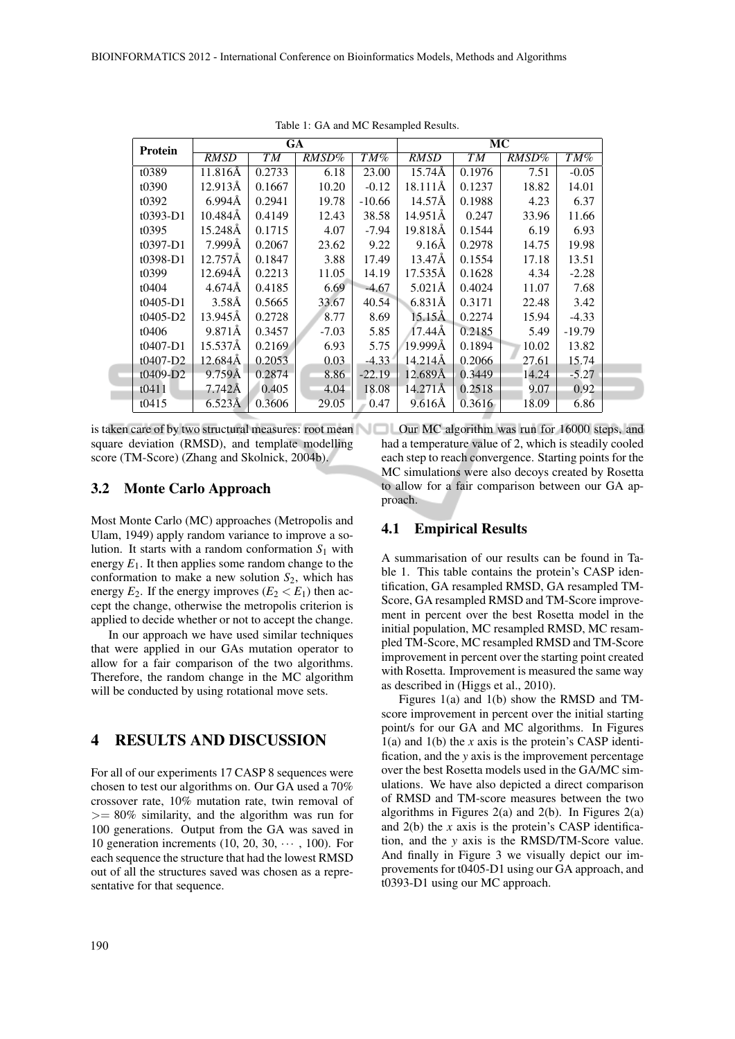Table 1: GA and MC Resampled Results.

| Protein | GA | | | | MC | | | |
|---|---|---|---|---|---|---|---|---|
| | *RMSD* | *TM* | *RMSD%* | *TM%* | *RMSD* | *TM* | *RMSD%* | *TM%* |
| t0389 | 11.816Å | 0.2733 | 6.18 | 23.00 | 15.74Å | 0.1976 | 7.51 | -0.05 |
| t0390 | 12.913Å | 0.1667 | 10.20 | -0.12 | 18.111Å | 0.1237 | 18.82 | 14.01 |
| t0392 | 6.994Å | 0.2941 | 19.78 | -10.66 | 14.57Å | 0.1988 | 4.23 | 6.37 |
| t0393-D1 | 10.484Å | 0.4149 | 12.43 | 38.58 | 14.951Å | 0.247 | 33.96 | 11.66 |
| t0395 | 15.248Å | 0.1715 | 4.07 | -7.94 | 19.818Å | 0.1544 | 6.19 | 6.93 |
| t0397-D1 | 7.999Å | 0.2067 | 23.62 | 9.22 | 9.16Å | 0.2978 | 14.75 | 19.98 |
| t0398-D1 | 12.757Å | 0.1847 | 3.88 | 17.49 | 13.47Å | 0.1554 | 17.18 | 13.51 |
| t0399 | 12.694Å | 0.2213 | 11.05 | 14.19 | 17.535Å | 0.1628 | 4.34 | -2.28 |
| t0404 | 4.674Å | 0.4185 | 6.69 | -4.67 | 5.021Å | 0.4024 | 11.07 | 7.68 |
| t0405-D1 | 3.58Å | 0.5665 | 33.67 | 40.54 | 6.831Å | 0.3171 | 22.48 | 3.42 |
| t0405-D2 | 13.945Å | 0.2728 | 8.77 | 8.69 | 15.15Å | 0.2274 | 15.94 | -4.33 |
| t0406 | 9.871Å | 0.3457 | -7.03 | 5.85 | 17.44Å | 0.2185 | 5.49 | -19.79 |
| t0407-D1 | 15.537Å | 0.2169 | 6.93 | 5.75 | 19.999Å | 0.1894 | 10.02 | 13.82 |
| t0407-D2 | 12.684Å | 0.2053 | 0.03 | -4.33 | 14.214Å | 0.2066 | 27.61 | 15.74 |
| t0409-D2 | 9.759Å | 0.2874 | 8.86 | -22.19 | 12.689Å | 0.3449 | 14.24 | -5.27 |
| t0411 | 7.742Å | 0.405 | 4.04 | 18.08 | 14.271Å | 0.2518 | 9.07 | 0.92 |
| t0415 | 6.523Å | 0.3606 | 29.05 | 0.47 | 9.616Å | 0.3616 | 18.09 | 6.86 |

is taken care of by two structural measures: root mean square deviation (RMSD), and template modelling score (TM-Score) (Zhang and Skolnick, 2004b).

### 3.2 Monte Carlo Approach

Most Monte Carlo (MC) approaches (Metropolis and Ulam, 1949) apply random variance to improve a solution. It starts with a random conformation $S_1$ with energy $E_1$. It then applies some random change to the conformation to make a new solution $S_2$, which has energy $E_2$. If the energy improves ($E_2 < E_1$) then accept the change, otherwise the metropolis criterion is applied to decide whether or not to accept the change.

In our approach we have used similar techniques that were applied in our GAs mutation operator to allow for a fair comparison of the two algorithms. Therefore, the random change in the MC algorithm will be conducted by using rotational move sets.

## 4 RESULTS AND DISCUSSION

For all of our experiments 17 CASP 8 sequences were chosen to test our algorithms on. Our GA used a 70% crossover rate, 10% mutation rate, twin removal of $>= 80\%$ similarity, and the algorithm was run for 100 generations. Output from the GA was saved in 10 generation increments (10, 20, 30, $\cdots$ , 100). For each sequence the structure that had the lowest RMSD out of all the structures saved was chosen as a representative for that sequence.

Our MC algorithm was run for 16000 steps, and had a temperature value of 2, which is steadily cooled each step to reach convergence. Starting points for the MC simulations were also decoys created by Rosetta to allow for a fair comparison between our GA approach.

### 4.1 Empirical Results

A summarisation of our results can be found in Table 1. This table contains the protein's CASP identification, GA resampled RMSD, GA resampled TM-Score, GA resampled RMSD and TM-Score improvement in percent over the best Rosetta model in the initial population, MC resampled RMSD, MC resampled TM-Score, MC resampled RMSD and TM-Score improvement in percent over the starting point created with Rosetta. Improvement is measured the same way as described in (Higgs et al., 2010).

Figures 1(a) and 1(b) show the RMSD and TM-score improvement in percent over the initial starting point/s for our GA and MC algorithms. In Figures 1(a) and 1(b) the *x* axis is the protein's CASP identification, and the *y* axis is the improvement percentage over the best Rosetta models used in the GA/MC simulations. We have also depicted a direct comparison of RMSD and TM-score measures between the two algorithms in Figures 2(a) and 2(b). In Figures 2(a) and 2(b) the *x* axis is the protein's CASP identification, and the *y* axis is the RMSD/TM-Score value. And finally in Figure 3 we visually depict our improvements for t0405-D1 using our GA approach, and t0393-D1 using our MC approach.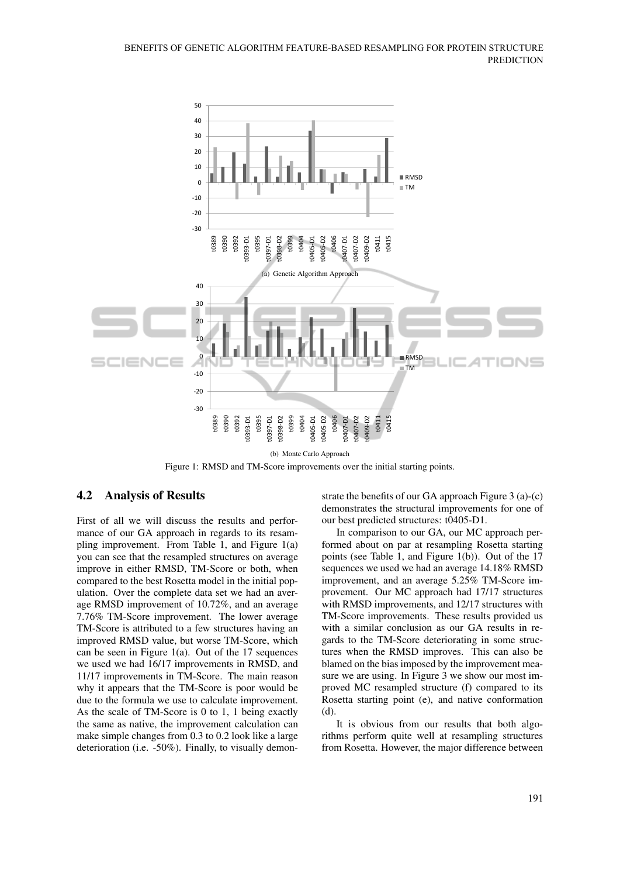(a) Genetic Algorithm Approach

(b) Monte Carlo Approach

Figure 1: RMSD and TM-Score improvements over the initial starting points.

### 4.2 Analysis of Results

First of all we will discuss the results and performance of our GA approach in regards to its resampling improvement. From Table 1, and Figure 1(a) you can see that the resampled structures on average improve in either RMSD, TM-Score or both, when compared to the best Rosetta model in the initial population. Over the complete data set we had an average RMSD improvement of 10.72%, and an average 7.76% TM-Score improvement. The lower average TM-Score is attributed to a few structures having an improved RMSD value, but worse TM-Score, which can be seen in Figure 1(a). Out of the 17 sequences we used we had 16/17 improvements in RMSD, and 11/17 improvements in TM-Score. The main reason why it appears that the TM-Score is poor would be due to the formula we use to calculate improvement. As the scale of TM-Score is 0 to 1, 1 being exactly the same as native, the improvement calculation can make simple changes from 0.3 to 0.2 look like a large deterioration (i.e. -50%). Finally, to visually demonstrate the benefits of our GA approach Figure 3 (a)-(c) demonstrates the structural improvements for one of our best predicted structures: t0405-D1.

In comparison to our GA, our MC approach performed about on par at resampling Rosetta starting points (see Table 1, and Figure 1(b)). Out of the 17 sequences we used we had an average 14.18% RMSD improvement, and an average 5.25% TM-Score improvement. Our MC approach had 17/17 structures with RMSD improvements, and 12/17 structures with TM-Score improvements. These results provided us with a similar conclusion as our GA results in regards to the TM-Score deteriorating in some structures when the RMSD improves. This can also be blamed on the bias imposed by the improvement measure we are using. In Figure 3 we show our most improved MC resampled structure (f) compared to its Rosetta starting point (e), and native conformation (d).

It is obvious from our results that both algorithms perform quite well at resampling structures from Rosetta. However, the major difference between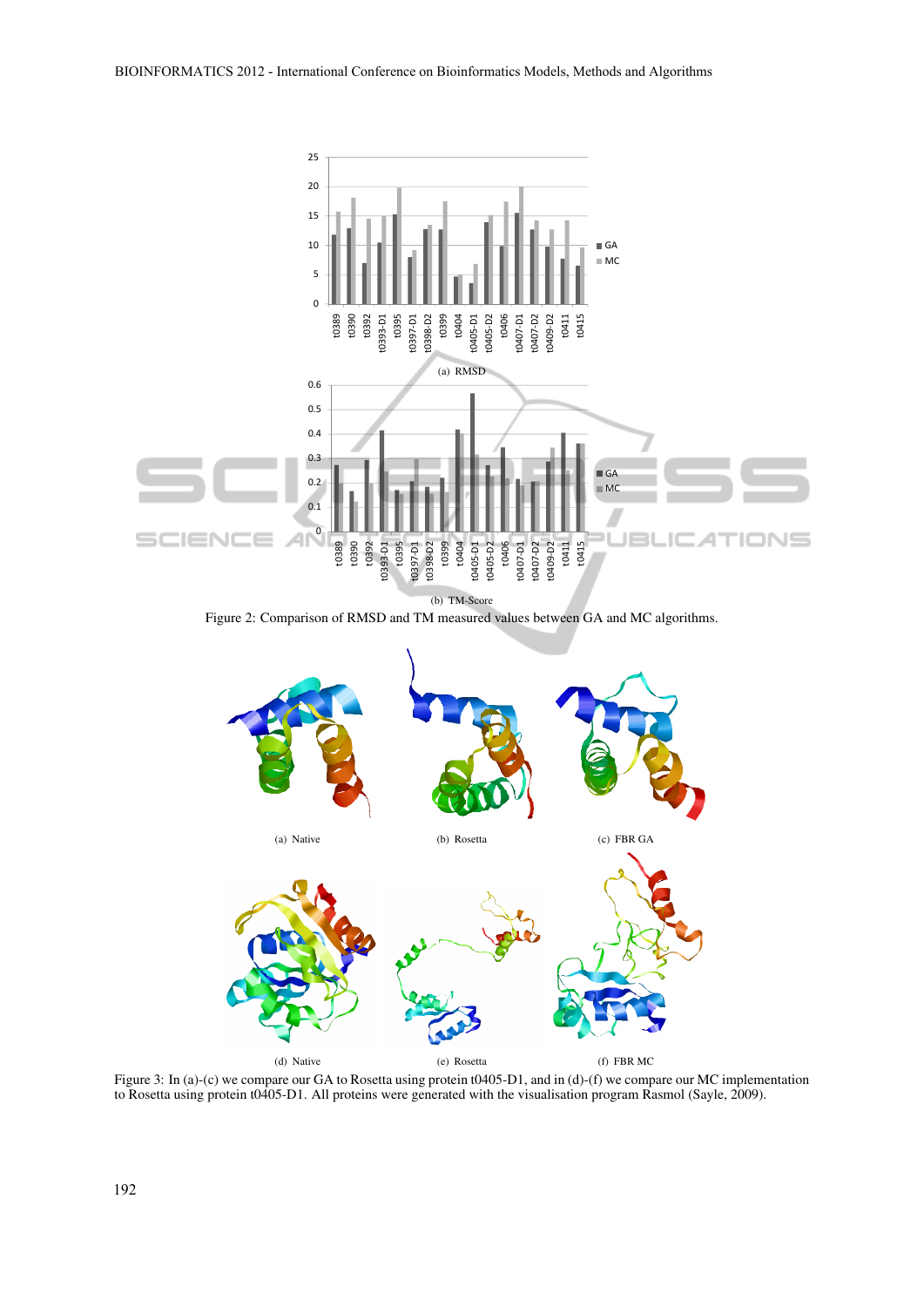(a) RMSD

(b) TM-Score

Figure 2: Comparison of RMSD and TM measured values between GA and MC algorithms.

(a) Native

(b) Rosetta

(c) FBR GA

(d) Native

(e) Rosetta

(f) FBR MC

Figure 3: In (a)-(c) we compare our GA to Rosetta using protein t0405-D1, and in (d)-(f) we compare our MC implementation to Rosetta using protein t0405-D1. All proteins were generated with the visualisation program Rasmol (Sayle, 2009).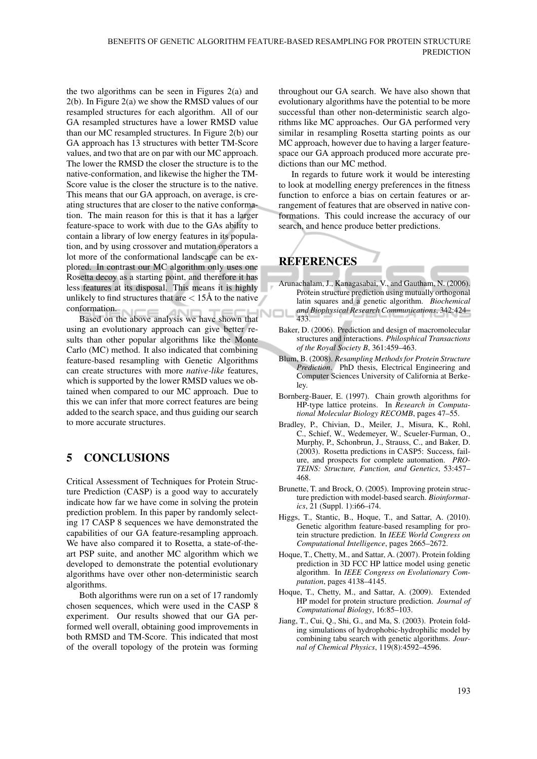the two algorithms can be seen in Figures 2(a) and 2(b). In Figure 2(a) we show the RMSD values of our resampled structures for each algorithm. All of our GA resampled structures have a lower RMSD value than our MC resampled structures. In Figure 2(b) our GA approach has 13 structures with better TM-Score values, and two that are on par with our MC approach. The lower the RMSD the closer the structure is to the native-conformation, and likewise the higher the TM-Score value is the closer the structure is to the native. This means that our GA approach, on average, is creating structures that are closer to the native conformation. The main reason for this is that it has a larger feature-space to work with due to the GAs ability to contain a library of low energy features in its population, and by using crossover and mutation operators a lot more of the conformational landscape can be explored. In contrast our MC algorithm only uses one Rosetta decoy as a starting point, and therefore it has less features at its disposal. This means it is highly unlikely to find structures that are $< 15$Å to the native conformation.

Based on the above analysis we have shown that using an evolutionary approach can give better results than other popular algorithms like the Monte Carlo (MC) method. It also indicated that combining feature-based resampling with Genetic Algorithms can create structures with more *native-like* features, which is supported by the lower RMSD values we obtained when compared to our MC approach. Due to this we can infer that more correct features are being added to the search space, and thus guiding our search to more accurate structures.

## 5 CONCLUSIONS

Critical Assessment of Techniques for Protein Structure Prediction (CASP) is a good way to accurately indicate how far we have come in solving the protein prediction problem. In this paper by randomly selecting 17 CASP 8 sequences we have demonstrated the capabilities of our GA feature-resampling approach. We have also compared it to Rosetta, a state-of-the-art PSP suite, and another MC algorithm which we developed to demonstrate the potential evolutionary algorithms have over other non-deterministic search algorithms.

Both algorithms were run on a set of 17 randomly chosen sequences, which were used in the CASP 8 experiment. Our results showed that our GA performed well overall, obtaining good improvements in both RMSD and TM-Score. This indicated that most of the overall topology of the protein was forming throughout our GA search. We have also shown that evolutionary algorithms have the potential to be more successful than other non-deterministic search algorithms like MC approaches. Our GA performed very similar in resampling Rosetta starting points as our MC approach, however due to having a larger feature-space our GA approach produced more accurate predictions than our MC method.

In regards to future work it would be interesting to look at modelling energy preferences in the fitness function to enforce a bias on certain features or arrangement of features that are observed in native conformations. This could increase the accuracy of our search, and hence produce better predictions.

## REFERENCES

Arunachalam, J., Kanagasabai, V., and Gautham, N. (2006). Protein structure prediction using mutually orthogonal latin squares and a genetic algorithm. *Biochemical and Biophysical Research Communications*, 342:424–433.

Baker, D. (2006). Prediction and design of macromolecular structures and interactions. *Philosphical Transactions of the Royal Society B*, 361:459–463.

Blum, B. (2008). *Resampling Methods for Protein Structure Prediction*. PhD thesis, Electrical Engineering and Computer Sciences University of California at Berkeley.

Bornberg-Bauer, E. (1997). Chain growth algorithms for HP-type lattice proteins. In *Research in Computational Molecular Biology RECOMB*, pages 47–55.

Bradley, P., Chivian, D., Meiler, J., Misura, K., Rohl, C., Schief, W., Wedemeyer, W., Scueler-Furman, O., Murphy, P., Schonbrun, J., Strauss, C., and Baker, D. (2003). Rosetta predictions in CASP5: Success, failure, and prospects for complete automation. *PROTEINS: Structure, Function, and Genetics*, 53:457–468.

Brunette, T. and Brock, O. (2005). Improving protein structure prediction with model-based search. *Bioinformatics*, 21 (Suppl. 1):i66–i74.

Higgs, T., Stantic, B., Hoque, T., and Sattar, A. (2010). Genetic algorithm feature-based resampling for protein structure prediction. In *IEEE World Congress on Computational Intelligence*, pages 2665–2672.

Hoque, T., Chetty, M., and Sattar, A. (2007). Protein folding prediction in 3D FCC HP lattice model using genetic algorithm. In *IEEE Congress on Evolutionary Computation*, pages 4138–4145.

Hoque, T., Chetty, M., and Sattar, A. (2009). Extended HP model for protein structure prediction. *Journal of Computational Biology*, 16:85–103.

Jiang, T., Cui, Q., Shi, G., and Ma, S. (2003). Protein folding simulations of hydrophobic-hydrophilic model by combining tabu search with genetic algorithms. *Journal of Chemical Physics*, 119(8):4592–4596.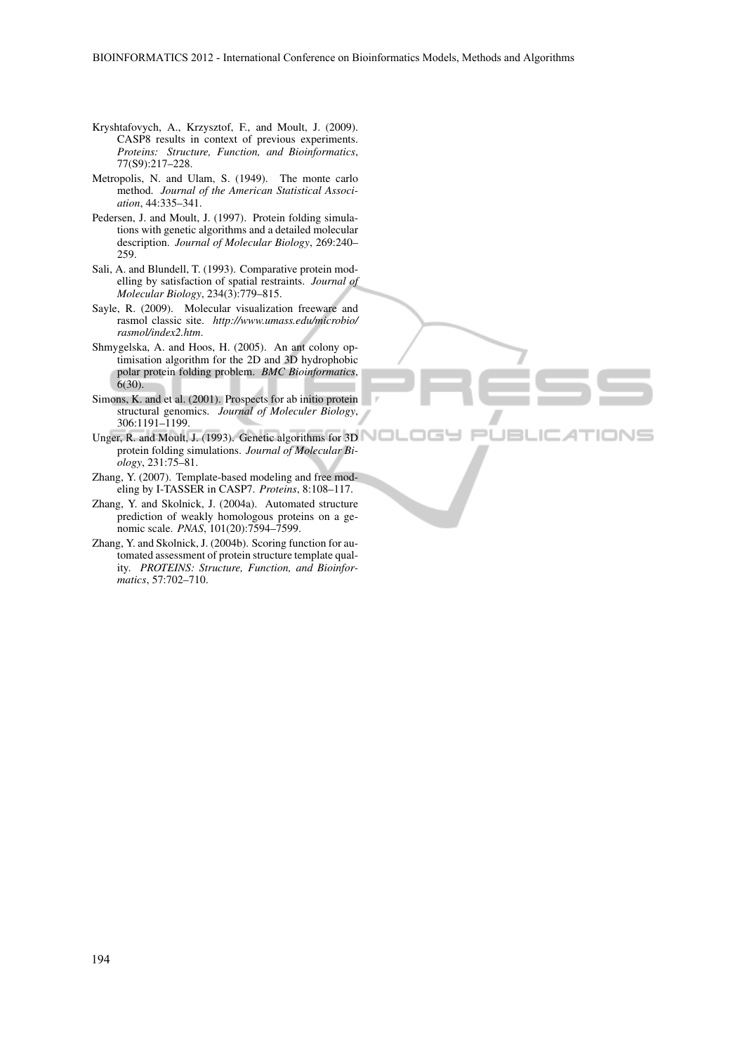Kryshtafovych, A., Krzysztof, F., and Moult, J. (2009). CASP8 results in context of previous experiments. *Proteins: Structure, Function, and Bioinformatics*, 77(S9):217–228.

Metropolis, N. and Ulam, S. (1949). The monte carlo method. *Journal of the American Statistical Association*, 44:335–341.

Pedersen, J. and Moult, J. (1997). Protein folding simulations with genetic algorithms and a detailed molecular description. *Journal of Molecular Biology*, 269:240–259.

Sali, A. and Blundell, T. (1993). Comparative protein modelling by satisfaction of spatial restraints. *Journal of Molecular Biology*, 234(3):779–815.

Sayle, R. (2009). Molecular visualization freeware and rasmol classic site. *http://www.umass.edu/microbio/rasmol/index2.htm*.

Shmygelska, A. and Hoos, H. (2005). An ant colony optimisation algorithm for the 2D and 3D hydrophobic polar protein folding problem. *BMC Bioinformatics*, 6(30).

Simons, K. and et al. (2001). Prospects for ab initio protein structural genomics. *Journal of Moleculer Biology*, 306:1191–1199.

Unger, R. and Moult, J. (1993). Genetic algorithms for 3D protein folding simulations. *Journal of Molecular Biology*, 231:75–81.

Zhang, Y. (2007). Template-based modeling and free modeling by I-TASSER in CASP7. *Proteins*, 8:108–117.

Zhang, Y. and Skolnick, J. (2004a). Automated structure prediction of weakly homologous proteins on a genomic scale. *PNAS*, 101(20):7594–7599.

Zhang, Y. and Skolnick, J. (2004b). Scoring function for automated assessment of protein structure template quality. *PROTEINS: Structure, Function, and Bioinformatics*, 57:702–710.